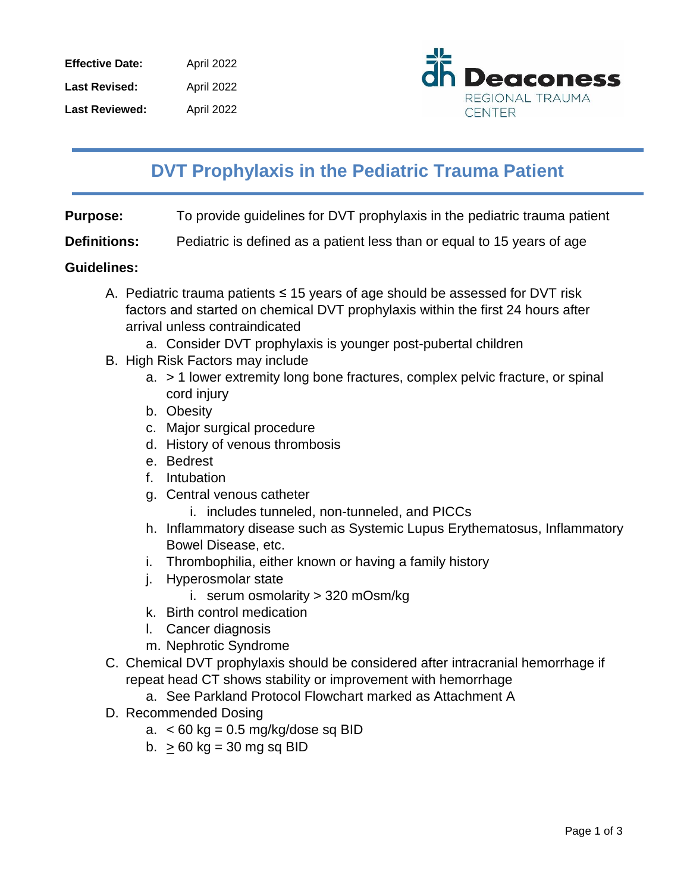| | |
|---|---|
| **Effective Date:** | April 2022 |
| **Last Revised:** | April 2022 |
| **Last Reviewed:** | April 2022 |

Deaconess REGIONAL TRAUMA CENTER

# DVT Prophylaxis in the Pediatric Trauma Patient

**Purpose:** To provide guidelines for DVT prophylaxis in the pediatric trauma patient

**Definitions:** Pediatric is defined as a patient less than or equal to 15 years of age

**Guidelines:**

A. Pediatric trauma patients ≤ 15 years of age should be assessed for DVT risk factors and started on chemical DVT prophylaxis within the first 24 hours after arrival unless contraindicated
    a. Consider DVT prophylaxis is younger post-pubertal children
B. High Risk Factors may include
    a. > 1 lower extremity long bone fractures, complex pelvic fracture, or spinal cord injury
    b. Obesity
    c. Major surgical procedure
    d. History of venous thrombosis
    e. Bedrest
    f. Intubation
    g. Central venous catheter
        i. includes tunneled, non-tunneled, and PICCs
    h. Inflammatory disease such as Systemic Lupus Erythematosus, Inflammatory Bowel Disease, etc.
    i. Thrombophilia, either known or having a family history
    j. Hyperosmolar state
        i. serum osmolarity > 320 mOsm/kg
    k. Birth control medication
    l. Cancer diagnosis
    m. Nephrotic Syndrome
C. Chemical DVT prophylaxis should be considered after intracranial hemorrhage if repeat head CT shows stability or improvement with hemorrhage
    a. See Parkland Protocol Flowchart marked as Attachment A
D. Recommended Dosing
    a. < 60 kg = 0.5 mg/kg/dose sq BID
    b. ≥ 60 kg = 30 mg sq BID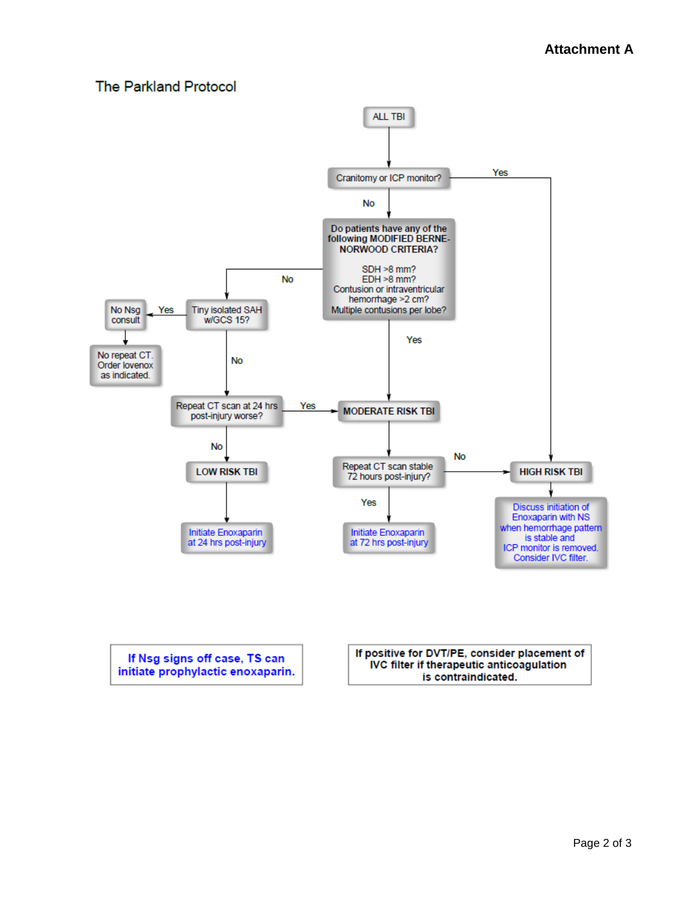**Attachment A**

## The Parkland Protocol

- **ALL TBI**
  - **Cranitomy or ICP monitor?**
    - **Yes** → HIGH RISK TBI
    - **No** → **Do patients have any of the following MODIFIED BERNE-NORWOOD CRITERIA?**
      - SDH >8 mm?
      - EDH >8 mm?
      - Contusion or intraventricular hemorrhage >2 cm?
      - Multiple contusions per lobe?
        - **Yes** → MODERATE RISK TBI
        - **No** → **Tiny isolated SAH w/GCS 15?**
          - **Yes** → No Nsg consult → No repeat CT. Order lovenox as indicated.
          - **No** → **Repeat CT scan at 24 hrs post-injury worse?**
            - **Yes** → MODERATE RISK TBI
            - **No** → **LOW RISK TBI** → Initiate Enoxaparin at 24 hrs post-injury

- **MODERATE RISK TBI** → **Repeat CT scan stable 72 hours post-injury?**
  - **Yes** → Initiate Enoxaparin at 72 hrs post-injury
  - **No** → HIGH RISK TBI

- **HIGH RISK TBI** → Discuss initiation of Enoxaparin with NS when hemorrhage pattern is stable and ICP monitor is removed. Consider IVC filter.

**If Nsg signs off case, TS can initiate prophylactic enoxaparin.**

**If positive for DVT/PE, consider placement of IVC filter if therapeutic anticoagulation is contraindicated.**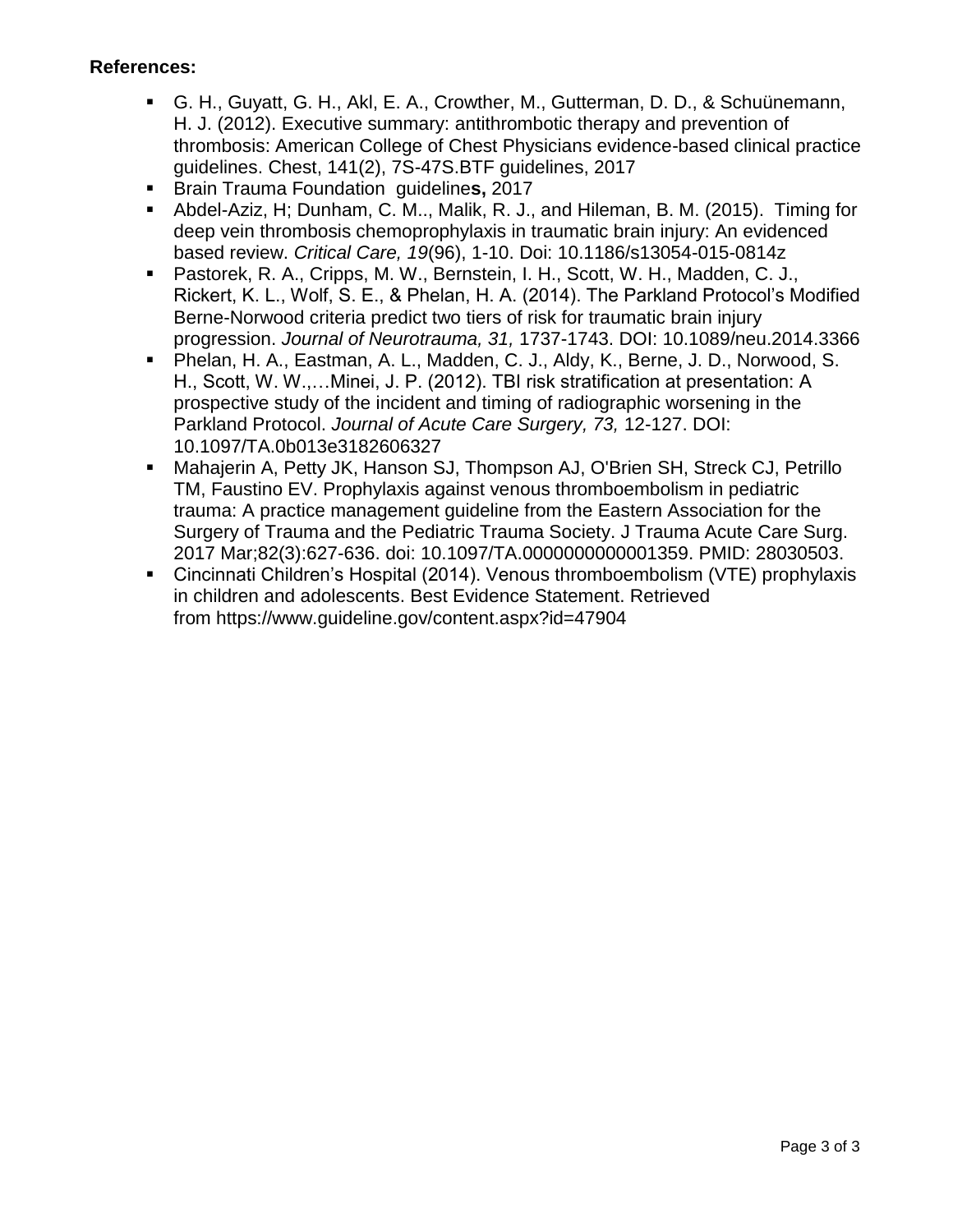**References:**

- G. H., Guyatt, G. H., Akl, E. A., Crowther, M., Gutterman, D. D., & Schuünemann, H. J. (2012). Executive summary: antithrombotic therapy and prevention of thrombosis: American College of Chest Physicians evidence-based clinical practice guidelines. Chest, 141(2), 7S-47S.BTF guidelines, 2017
- Brain Trauma Foundation guideline**s,** 2017
- Abdel-Aziz, H; Dunham, C. M.., Malik, R. J., and Hileman, B. M. (2015). Timing for deep vein thrombosis chemoprophylaxis in traumatic brain injury: An evidenced based review. *Critical Care, 19*(96), 1-10. Doi: 10.1186/s13054-015-0814z
- Pastorek, R. A., Cripps, M. W., Bernstein, I. H., Scott, W. H., Madden, C. J., Rickert, K. L., Wolf, S. E., & Phelan, H. A. (2014). The Parkland Protocol's Modified Berne-Norwood criteria predict two tiers of risk for traumatic brain injury progression. *Journal of Neurotrauma, 31,* 1737-1743. DOI: 10.1089/neu.2014.3366
- Phelan, H. A., Eastman, A. L., Madden, C. J., Aldy, K., Berne, J. D., Norwood, S. H., Scott, W. W.,…Minei, J. P. (2012). TBI risk stratification at presentation: A prospective study of the incident and timing of radiographic worsening in the Parkland Protocol. *Journal of Acute Care Surgery, 73,* 12-127. DOI: 10.1097/TA.0b013e3182606327
- Mahajerin A, Petty JK, Hanson SJ, Thompson AJ, O'Brien SH, Streck CJ, Petrillo TM, Faustino EV. Prophylaxis against venous thromboembolism in pediatric trauma: A practice management guideline from the Eastern Association for the Surgery of Trauma and the Pediatric Trauma Society. J Trauma Acute Care Surg. 2017 Mar;82(3):627-636. doi: 10.1097/TA.0000000000001359. PMID: 28030503.
- Cincinnati Children's Hospital (2014). Venous thromboembolism (VTE) prophylaxis in children and adolescents. Best Evidence Statement. Retrieved from https://www.guideline.gov/content.aspx?id=47904